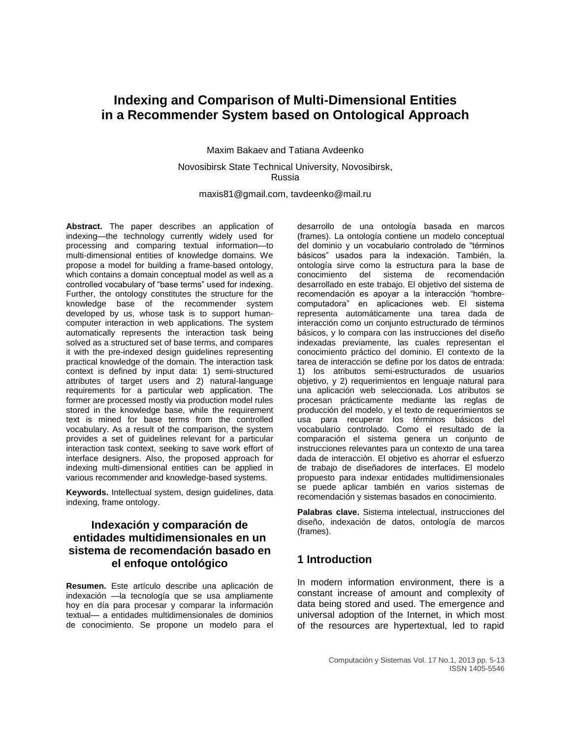# Indexing and Comparison of Multi-Dimensional Entities in a Recommender System based on Ontological Approach

Maxim Bakaev and Tatiana Avdeenko

Novosibirsk State Technical University, Novosibirsk, Russia

maxis81@gmail.com, tavdeenko@mail.ru

**Abstract.** The paper describes an application of indexing—the technology currently widely used for processing and comparing textual information—to multi-dimensional entities of knowledge domains. We propose a model for building a frame-based ontology, which contains a domain conceptual model as well as a controlled vocabulary of "base terms" used for indexing. Further, the ontology constitutes the structure for the knowledge base of the recommender system developed by us, whose task is to support human-computer interaction in web applications. The system automatically represents the interaction task being solved as a structured set of base terms, and compares it with the pre-indexed design guidelines representing practical knowledge of the domain. The interaction task context is defined by input data: 1) semi-structured attributes of target users and 2) natural-language requirements for a particular web application. The former are processed mostly via production model rules stored in the knowledge base, while the requirement text is mined for base terms from the controlled vocabulary. As a result of the comparison, the system provides a set of guidelines relevant for a particular interaction task context, seeking to save work effort of interface designers. Also, the proposed approach for indexing multi-dimensional entities can be applied in various recommender and knowledge-based systems.

**Keywords.** Intellectual system, design guidelines, data indexing, frame ontology.

## Indexación y comparación de entidades multidimensionales en un sistema de recomendación basado en el enfoque ontológico

**Resumen.** Este artículo describe una aplicación de indexación —la tecnología que se usa ampliamente hoy en día para procesar y comparar la información textual— a entidades multidimensionales de dominios de conocimiento. Se propone un modelo para el desarrollo de una ontología basada en marcos (frames). La ontología contiene un modelo conceptual del dominio y un vocabulario controlado de "términos básicos" usados para la indexación. También, la ontología sirve como la estructura para la base de conocimiento del sistema de recomendación desarrollado en este trabajo. El objetivo del sistema de recomendación es apoyar a la interacción "hombre-computadora" en aplicaciones web. El sistema representa automáticamente una tarea dada de interacción como un conjunto estructurado de términos básicos, y lo compara con las instrucciones del diseño indexadas previamente, las cuales representan el conocimiento práctico del dominio. El contexto de la tarea de interacción se define por los datos de entrada: 1) los atributos semi-estructurados de usuarios objetivo, y 2) requerimientos en lenguaje natural para una aplicación web seleccionada. Los atributos se procesan prácticamente mediante las reglas de producción del modelo, y el texto de requerimientos se usa para recuperar los términos básicos del vocabulario controlado. Como el resultado de la comparación el sistema genera un conjunto de instrucciones relevantes para un contexto de una tarea dada de interacción. El objetivo es ahorrar el esfuerzo de trabajo de diseñadores de interfaces. El modelo propuesto para indexar entidades multidimensionales se puede aplicar también en varios sistemas de recomendación y sistemas basados en conocimiento.

**Palabras clave.** Sistema intelectual, instrucciones del diseño, indexación de datos, ontología de marcos (frames).

## 1 Introduction

In modern information environment, there is a constant increase of amount and complexity of data being stored and used. The emergence and universal adoption of the Internet, in which most of the resources are hypertextual, led to rapid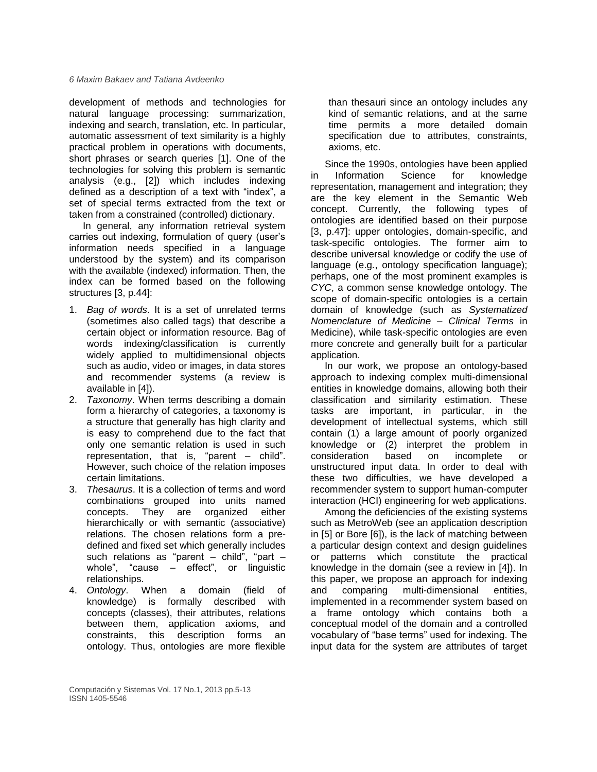development of methods and technologies for natural language processing: summarization, indexing and search, translation, etc. In particular, automatic assessment of text similarity is a highly practical problem in operations with documents, short phrases or search queries [1]. One of the technologies for solving this problem is semantic analysis (e.g., [2]) which includes indexing defined as a description of a text with "index", a set of special terms extracted from the text or taken from a constrained (controlled) dictionary.

In general, any information retrieval system carries out indexing, formulation of query (user's information needs specified in a language understood by the system) and its comparison with the available (indexed) information. Then, the index can be formed based on the following structures [3, p.44]:

1. *Bag of words*. It is a set of unrelated terms (sometimes also called tags) that describe a certain object or information resource. Bag of words indexing/classification is currently widely applied to multidimensional objects such as audio, video or images, in data stores and recommender systems (a review is available in [4]).
2. *Taxonomy*. When terms describing a domain form a hierarchy of categories, a taxonomy is a structure that generally has high clarity and is easy to comprehend due to the fact that only one semantic relation is used in such representation, that is, "parent – child". However, such choice of the relation imposes certain limitations.
3. *Thesaurus*. It is a collection of terms and word combinations grouped into units named concepts. They are organized either hierarchically or with semantic (associative) relations. The chosen relations form a pre-defined and fixed set which generally includes such relations as "parent – child", "part – whole", "cause – effect", or linguistic relationships.
4. *Ontology*. When a domain (field of knowledge) is formally described with concepts (classes), their attributes, relations between them, application axioms, and constraints, this description forms an ontology. Thus, ontologies are more flexible than thesauri since an ontology includes any kind of semantic relations, and at the same time permits a more detailed domain specification due to attributes, constraints, axioms, etc.

Since the 1990s, ontologies have been applied in Information Science for knowledge representation, management and integration; they are the key element in the Semantic Web concept. Currently, the following types of ontologies are identified based on their purpose [3, p.47]: upper ontologies, domain-specific, and task-specific ontologies. The former aim to describe universal knowledge or codify the use of language (e.g., ontology specification language); perhaps, one of the most prominent examples is *CYC*, a common sense knowledge ontology. The scope of domain-specific ontologies is a certain domain of knowledge (such as *Systematized Nomenclature of Medicine – Clinical Terms* in Medicine), while task-specific ontologies are even more concrete and generally built for a particular application.

In our work, we propose an ontology-based approach to indexing complex multi-dimensional entities in knowledge domains, allowing both their classification and similarity estimation. These tasks are important, in particular, in the development of intellectual systems, which still contain (1) a large amount of poorly organized knowledge or (2) interpret the problem in consideration based on incomplete or unstructured input data. In order to deal with these two difficulties, we have developed a recommender system to support human-computer interaction (HCI) engineering for web applications.

Among the deficiencies of the existing systems such as MetroWeb (see an application description in [5] or Bore [6]), is the lack of matching between a particular design context and design guidelines or patterns which constitute the practical knowledge in the domain (see a review in [4]). In this paper, we propose an approach for indexing and comparing multi-dimensional entities, implemented in a recommender system based on a frame ontology which contains both a conceptual model of the domain and a controlled vocabulary of "base terms" used for indexing. The input data for the system are attributes of target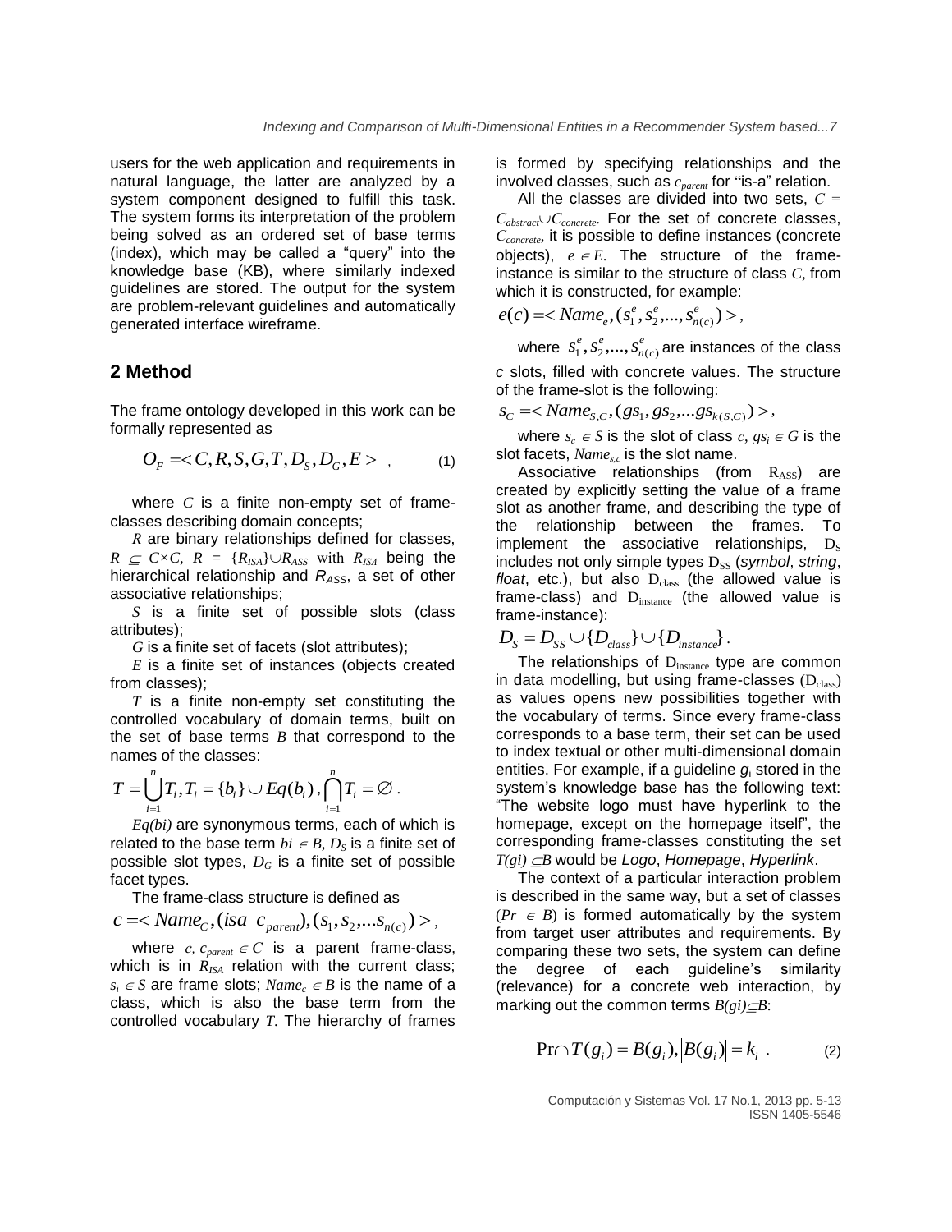users for the web application and requirements in natural language, the latter are analyzed by a system component designed to fulfill this task. The system forms its interpretation of the problem being solved as an ordered set of base terms (index), which may be called a "query" into the knowledge base (KB), where similarly indexed guidelines are stored. The output for the system are problem-relevant guidelines and automatically generated interface wireframe.

## 2 Method

The frame ontology developed in this work can be formally represented as

$$O_F = \langle C, R, S, G, T, D_S, D_G, E \rangle \quad (1)$$

where $C$ is a finite non-empty set of frame-classes describing domain concepts;

$R$ are binary relationships defined for classes, $R \subseteq C \times C$, $R = \{R_{ISA}\} \cup R_{ASS}$ with $R_{ISA}$ being the hierarchical relationship and $R_{ASS}$, a set of other associative relationships;

$S$ is a finite set of possible slots (class attributes);

$G$ is a finite set of facets (slot attributes);

$E$ is a finite set of instances (objects created from classes);

$T$ is a finite non-empty set constituting the controlled vocabulary of domain terms, built on the set of base terms $B$ that correspond to the names of the classes:

$$T = \bigcup_{i=1}^{n} T_i, T_i = \{b_i\} \cup Eq(b_i), \bigcap_{i=1}^{n} T_i = \varnothing .$$

$Eq(bi)$ are synonymous terms, each of which is related to the base term $bi \in B$, $D_S$ is a finite set of possible slot types, $D_G$ is a finite set of possible facet types.

The frame-class structure is defined as

$$c = \langle Name_C, (isa \;\; c_{parent}), (s_1, s_2, ... s_{n(c)}) \rangle ,$$

where $c, c_{parent} \in C$ is a parent frame-class, which is in $R_{ISA}$ relation with the current class; $s_i \in S$ are frame slots; $Name_c \in B$ is the name of a class, which is also the base term from the controlled vocabulary $T$. The hierarchy of frames is formed by specifying relationships and the involved classes, such as $c_{parent}$ for "is-a" relation.

All the classes are divided into two sets, $C = C_{abstract} \cup C_{concrete}$. For the set of concrete classes, $C_{concrete}$, it is possible to define instances (concrete objects), $e \in E$. The structure of the frame-instance is similar to the structure of class $C$, from which it is constructed, for example:

$$e(c) = \langle Name_e, (s_1^e, s_2^e, ..., s_{n(c)}^e) \rangle ,$$

where $s_1^e, s_2^e, ..., s_{n(c)}^e$ are instances of the class $c$ slots, filled with concrete values. The structure of the frame-slot is the following:

$$s_C = \langle Name_{S,C}, (gs_1, gs_2, ... gs_{k(S,C)}) \rangle ,$$

where $s_c \in S$ is the slot of class $c$, $gs_i \in G$ is the slot facets, $Name_{s,c}$ is the slot name.

Associative relationships (from $R_{ASS}$) are created by explicitly setting the value of a frame slot as another frame, and describing the type of the relationship between the frames. To implement the associative relationships, $D_S$ includes not only simple types $D_{SS}$ (*symbol*, *string*, *float*, etc.), but also $D_{class}$ (the allowed value is frame-class) and $D_{instance}$ (the allowed value is frame-instance):

$$D_S = D_{SS} \cup \{D_{class}\} \cup \{D_{instance}\} .$$

The relationships of $D_{instance}$ type are common in data modelling, but using frame-classes ($D_{class}$) as values opens new possibilities together with the vocabulary of terms. Since every frame-class corresponds to a base term, their set can be used to index textual or other multi-dimensional domain entities. For example, if a guideline $g_i$ stored in the system's knowledge base has the following text: "The website logo must have hyperlink to the homepage, except on the homepage itself", the corresponding frame-classes constituting the set $T(gi) \subseteq B$ would be *Logo*, *Homepage*, *Hyperlink*.

The context of a particular interaction problem is described in the same way, but a set of classes ($Pr \in B$) is formed automatically by the system from target user attributes and requirements. By comparing these two sets, the system can define the degree of each guideline's similarity (relevance) for a concrete web interaction, by marking out the common terms $B(gi) \subseteq B$:

$$\Pr \cap T(g_i) = B(g_i), |B(g_i)| = k_i \; . \quad (2)$$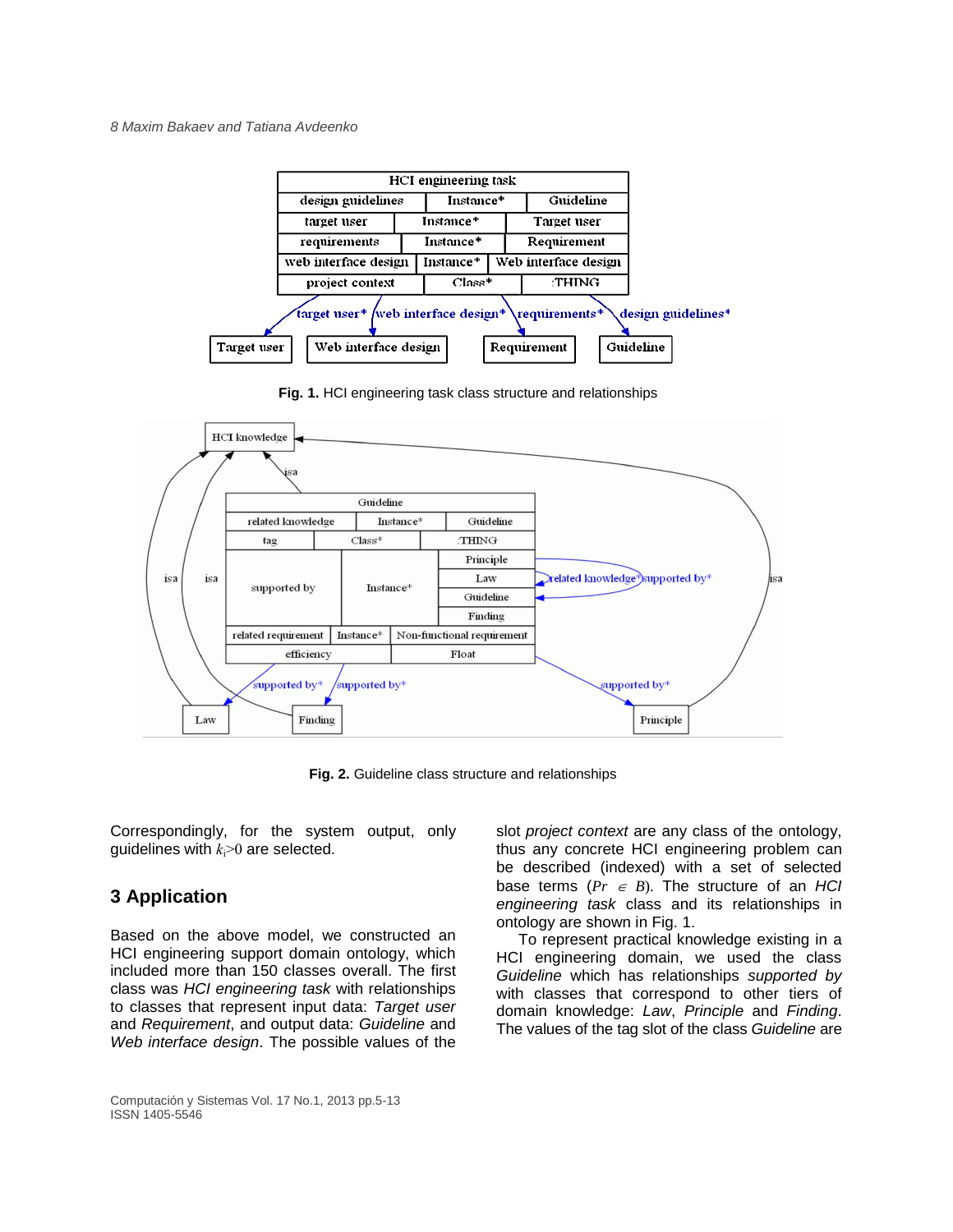**Fig. 1.** HCI engineering task class structure and relationships

**Fig. 2.** Guideline class structure and relationships

Correspondingly, for the system output, only guidelines with $k_i>0$ are selected.

## 3 Application

Based on the above model, we constructed an HCI engineering support domain ontology, which included more than 150 classes overall. The first class was *HCI engineering task* with relationships to classes that represent input data: *Target user* and *Requirement*, and output data: *Guideline* and *Web interface design*. The possible values of the slot *project context* are any class of the ontology, thus any concrete HCI engineering problem can be described (indexed) with a set of selected base terms ($Pr \in B$). The structure of an *HCI engineering task* class and its relationships in ontology are shown in Fig. 1.

To represent practical knowledge existing in a HCI engineering domain, we used the class *Guideline* which has relationships *supported by* with classes that correspond to other tiers of domain knowledge: *Law*, *Principle* and *Finding*. The values of the tag slot of the class *Guideline* are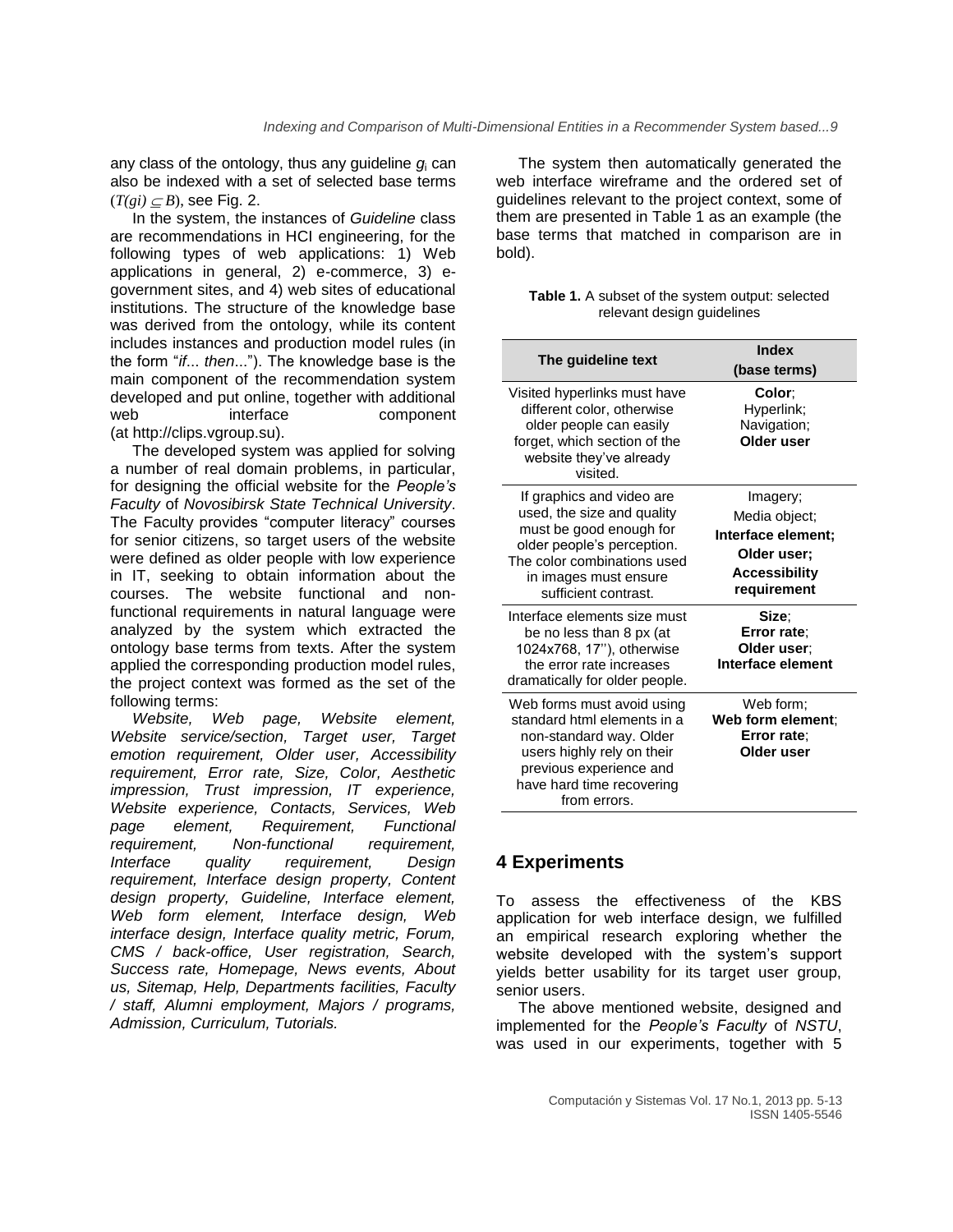any class of the ontology, thus any guideline $g_i$ can also be indexed with a set of selected base terms ($T(gi) \subset B$), see Fig. 2.

In the system, the instances of *Guideline* class are recommendations in HCI engineering, for the following types of web applications: 1) Web applications in general, 2) e-commerce, 3) e-government sites, and 4) web sites of educational institutions. The structure of the knowledge base was derived from the ontology, while its content includes instances and production model rules (in the form "*if... then*..."). The knowledge base is the main component of the recommendation system developed and put online, together with additional web interface component (at http://clips.vgroup.su).

The developed system was applied for solving a number of real domain problems, in particular, for designing the official website for the *People's Faculty* of *Novosibirsk State Technical University*. The Faculty provides "computer literacy" courses for senior citizens, so target users of the website were defined as older people with low experience in IT, seeking to obtain information about the courses. The website functional and non-functional requirements in natural language were analyzed by the system which extracted the ontology base terms from texts. After the system applied the corresponding production model rules, the project context was formed as the set of the following terms:

*Website, Web page, Website element, Website service/section, Target user, Target emotion requirement, Older user, Accessibility requirement, Error rate, Size, Color, Aesthetic impression, Trust impression, IT experience, Website experience, Contacts, Services, Web page element, Requirement, Functional requirement, Non-functional requirement, Interface quality requirement, Design requirement, Interface design property, Content design property, Guideline, Interface element, Web form element, Interface design, Web interface design, Interface quality metric, Forum, CMS / back-office, User registration, Search, Success rate, Homepage, News events, About us, Sitemap, Help, Departments facilities, Faculty / staff, Alumni employment, Majors / programs, Admission, Curriculum, Tutorials.*

The system then automatically generated the web interface wireframe and the ordered set of guidelines relevant to the project context, some of them are presented in Table 1 as an example (the base terms that matched in comparison are in bold).

**Table 1.** A subset of the system output: selected relevant design guidelines

| The guideline text | Index (base terms) |
|---|---|
| Visited hyperlinks must have different color, otherwise older people can easily forget, which section of the website they've already visited. | **Color**; Hyperlink; Navigation; **Older user** |
| If graphics and video are used, the size and quality must be good enough for older people's perception. The color combinations used in images must ensure sufficient contrast. | Imagery; Media object; **Interface element; Older user; Accessibility requirement** |
| Interface elements size must be no less than 8 px (at 1024x768, 17''), otherwise the error rate increases dramatically for older people. | **Size**; **Error rate**; **Older user**; **Interface element** |
| Web forms must avoid using standard html elements in a non-standard way. Older users highly rely on their previous experience and have hard time recovering from errors. | Web form; **Web form element**; **Error rate**; **Older user** |

## 4 Experiments

To assess the effectiveness of the KBS application for web interface design, we fulfilled an empirical research exploring whether the website developed with the system's support yields better usability for its target user group, senior users.

The above mentioned website, designed and implemented for the *People's Faculty* of *NSTU*, was used in our experiments, together with 5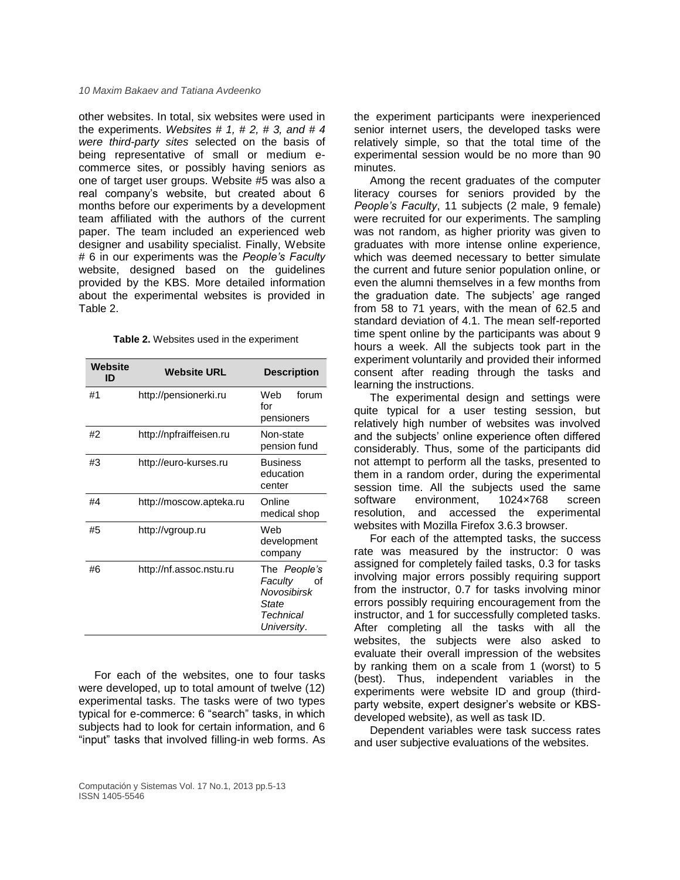other websites. In total, six websites were used in the experiments. *Websites # 1, # 2, # 3, and # 4 were third-party sites* selected on the basis of being representative of small or medium e-commerce sites, or possibly having seniors as one of target user groups. Website #5 was also a real company's website, but created about 6 months before our experiments by a development team affiliated with the authors of the current paper. The team included an experienced web designer and usability specialist. Finally, Website # 6 in our experiments was the *People's Faculty* website, designed based on the guidelines provided by the KBS. More detailed information about the experimental websites is provided in Table 2.

**Table 2.** Websites used in the experiment

| Website ID | Website URL | Description |
|---|---|---|
| #1 | http://pensionerki.ru | Web forum for pensioners |
| #2 | http://npfraiffeisen.ru | Non-state pension fund |
| #3 | http://euro-kurses.ru | Business education center |
| #4 | http://moscow.apteka.ru | Online medical shop |
| #5 | http://vgroup.ru | Web development company |
| #6 | http://nf.assoc.nstu.ru | The *People's Faculty* of *Novosibirsk State Technical University*. |

For each of the websites, one to four tasks were developed, up to total amount of twelve (12) experimental tasks. The tasks were of two types typical for e-commerce: 6 "search" tasks, in which subjects had to look for certain information, and 6 "input" tasks that involved filling-in web forms. As the experiment participants were inexperienced senior internet users, the developed tasks were relatively simple, so that the total time of the experimental session would be no more than 90 minutes.

Among the recent graduates of the computer literacy courses for seniors provided by the *People's Faculty*, 11 subjects (2 male, 9 female) were recruited for our experiments. The sampling was not random, as higher priority was given to graduates with more intense online experience, which was deemed necessary to better simulate the current and future senior population online, or even the alumni themselves in a few months from the graduation date. The subjects' age ranged from 58 to 71 years, with the mean of 62.5 and standard deviation of 4.1. The mean self-reported time spent online by the participants was about 9 hours a week. All the subjects took part in the experiment voluntarily and provided their informed consent after reading through the tasks and learning the instructions.

The experimental design and settings were quite typical for a user testing session, but relatively high number of websites was involved and the subjects' online experience often differed considerably. Thus, some of the participants did not attempt to perform all the tasks, presented to them in a random order, during the experimental session time. All the subjects used the same software environment, 1024×768 screen resolution, and accessed the experimental websites with Mozilla Firefox 3.6.3 browser.

For each of the attempted tasks, the success rate was measured by the instructor: 0 was assigned for completely failed tasks, 0.3 for tasks involving major errors possibly requiring support from the instructor, 0.7 for tasks involving minor errors possibly requiring encouragement from the instructor, and 1 for successfully completed tasks. After completing all the tasks with all the websites, the subjects were also asked to evaluate their overall impression of the websites by ranking them on a scale from 1 (worst) to 5 (best). Thus, independent variables in the experiments were website ID and group (third-party website, expert designer's website or KBS-developed website), as well as task ID.

Dependent variables were task success rates and user subjective evaluations of the websites.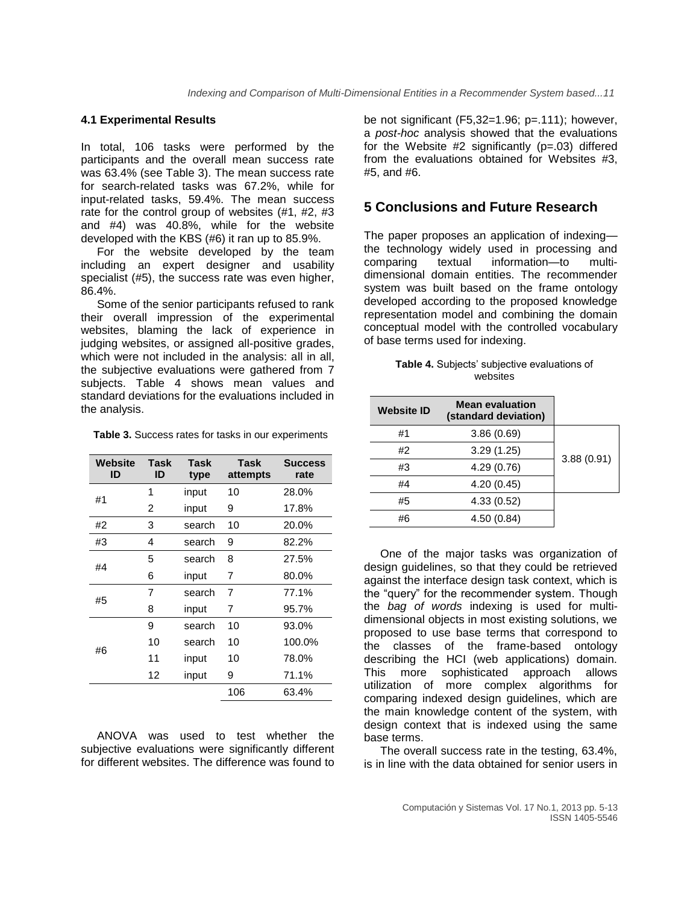### 4.1 Experimental Results

In total, 106 tasks were performed by the participants and the overall mean success rate was 63.4% (see Table 3). The mean success rate for search-related tasks was 67.2%, while for input-related tasks, 59.4%. The mean success rate for the control group of websites (#1, #2, #3 and #4) was 40.8%, while for the website developed with the KBS (#6) it ran up to 85.9%.

For the website developed by the team including an expert designer and usability specialist (#5), the success rate was even higher, 86.4%.

Some of the senior participants refused to rank their overall impression of the experimental websites, blaming the lack of experience in judging websites, or assigned all-positive grades, which were not included in the analysis: all in all, the subjective evaluations were gathered from 7 subjects. Table 4 shows mean values and standard deviations for the evaluations included in the analysis.

**Table 3.** Success rates for tasks in our experiments

| Website ID | Task ID | Task type | Task attempts | Success rate |
|---|---|---|---|---|
| #1 | 1 | input | 10 | 28.0% |
| | 2 | input | 9 | 17.8% |
| #2 | 3 | search | 10 | 20.0% |
| #3 | 4 | search | 9 | 82.2% |
| #4 | 5 | search | 8 | 27.5% |
| | 6 | input | 7 | 80.0% |
| #5 | 7 | search | 7 | 77.1% |
| | 8 | input | 7 | 95.7% |
| #6 | 9 | search | 10 | 93.0% |
| | 10 | search | 10 | 100.0% |
| | 11 | input | 10 | 78.0% |
| | 12 | input | 9 | 71.1% |
| | | | 106 | 63.4% |

ANOVA was used to test whether the subjective evaluations were significantly different for different websites. The difference was found to be not significant ($F_{5,32}$=1.96; p=.111); however, a *post-hoc* analysis showed that the evaluations for the Website #2 significantly (p=.03) differed from the evaluations obtained for Websites #3, #5, and #6.

## 5 Conclusions and Future Research

The paper proposes an application of indexing—the technology widely used in processing and comparing textual information—to multi-dimensional domain entities. The recommender system was built based on the frame ontology developed according to the proposed knowledge representation model and combining the domain conceptual model with the controlled vocabulary of base terms used for indexing.

**Table 4.** Subjects' subjective evaluations of websites

| Website ID | Mean evaluation (standard deviation) | |
|---|---|---|
| #1 | 3.86 (0.69) | 3.88 (0.91) |
| #2 | 3.29 (1.25) | |
| #3 | 4.29 (0.76) | |
| #4 | 4.20 (0.45) | |
| #5 | 4.33 (0.52) | |
| #6 | 4.50 (0.84) | |

One of the major tasks was organization of design guidelines, so that they could be retrieved against the interface design task context, which is the "query" for the recommender system. Though the *bag of words* indexing is used for multi-dimensional objects in most existing solutions, we proposed to use base terms that correspond to the classes of the frame-based ontology describing the HCI (web applications) domain. This more sophisticated approach allows utilization of more complex algorithms for comparing indexed design guidelines, which are the main knowledge content of the system, with design context that is indexed using the same base terms.

The overall success rate in the testing, 63.4%, is in line with the data obtained for senior users in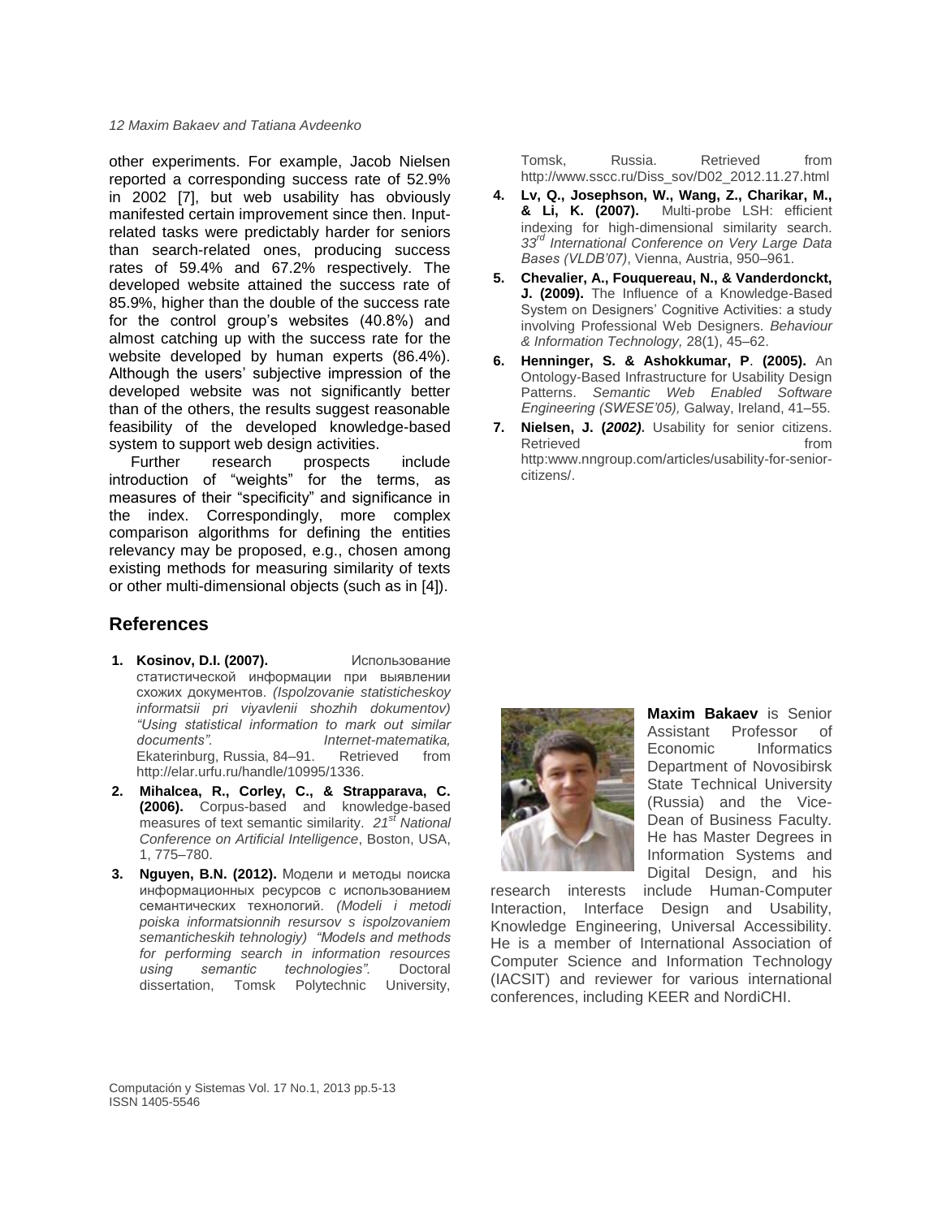other experiments. For example, Jacob Nielsen reported a corresponding success rate of 52.9% in 2002 [7], but web usability has obviously manifested certain improvement since then. Input-related tasks were predictably harder for seniors than search-related ones, producing success rates of 59.4% and 67.2% respectively. The developed website attained the success rate of 85.9%, higher than the double of the success rate for the control group's websites (40.8%) and almost catching up with the success rate for the website developed by human experts (86.4%). Although the users' subjective impression of the developed website was not significantly better than of the others, the results suggest reasonable feasibility of the developed knowledge-based system to support web design activities.

Further research prospects include introduction of "weights" for the terms, as measures of their "specificity" and significance in the index. Correspondingly, more complex comparison algorithms for defining the entities relevancy may be proposed, e.g., chosen among existing methods for measuring similarity of texts or other multi-dimensional objects (such as in [4]).

## References

1. **Kosinov, D.I. (2007).** Использование статистической информации при выявлении схожих документов. *(Ispolzovanie statisticheskoy informatsii pri viyavlenii shozhih dokumentov) "Using statistical information to mark out similar documents". Internet-matematika,* Ekaterinburg, Russia, 84–91. Retrieved from http://elar.urfu.ru/handle/10995/1336.
2. **Mihalcea, R., Corley, C., & Strapparava, C. (2006).** Corpus-based and knowledge-based measures of text semantic similarity. *21st National Conference on Artificial Intelligence*, Boston, USA, 1, 775–780.
3. **Nguyen, B.N. (2012).** Модели и методы поиска информационных ресурсов с использованием семантических технологий. *(Modeli i metodi poiska informatsionnih resursov s ispolzovaniem semanticheskih tehnologiy) "Models and methods for performing search in information resources using semantic technologies".* Doctoral dissertation, Tomsk Polytechnic University, Tomsk, Russia. Retrieved from http://www.sscc.ru/Diss_sov/D02_2012.11.27.html
4. **Lv, Q., Josephson, W., Wang, Z., Charikar, M., & Li, K. (2007).** Multi-probe LSH: efficient indexing for high-dimensional similarity search. *33rd International Conference on Very Large Data Bases (VLDB'07)*, Vienna, Austria, 950–961.
5. **Chevalier, A., Fouquereau, N., & Vanderdonckt, J. (2009).** The Influence of a Knowledge-Based System on Designers' Cognitive Activities: a study involving Professional Web Designers. *Behaviour & Information Technology,* 28(1), 45–62.
6. **Henninger, S. & Ashokkumar, P. (2005).** An Ontology-Based Infrastructure for Usability Design Patterns. *Semantic Web Enabled Software Engineering (SWESE'05),* Galway, Ireland, 41–55.
7. **Nielsen, J. (*2002*).** Usability for senior citizens. Retrieved from http:www.nngroup.com/articles/usability-for-senior-citizens/.

**Maxim Bakaev** is Senior Assistant Professor of Economic Informatics Department of Novosibirsk State Technical University (Russia) and the Vice-Dean of Business Faculty. He has Master Degrees in Information Systems and Digital Design, and his research interests include Human-Computer Interaction, Interface Design and Usability, Knowledge Engineering, Universal Accessibility. He is a member of International Association of Computer Science and Information Technology (IACSIT) and reviewer for various international conferences, including KEER and NordiCHI.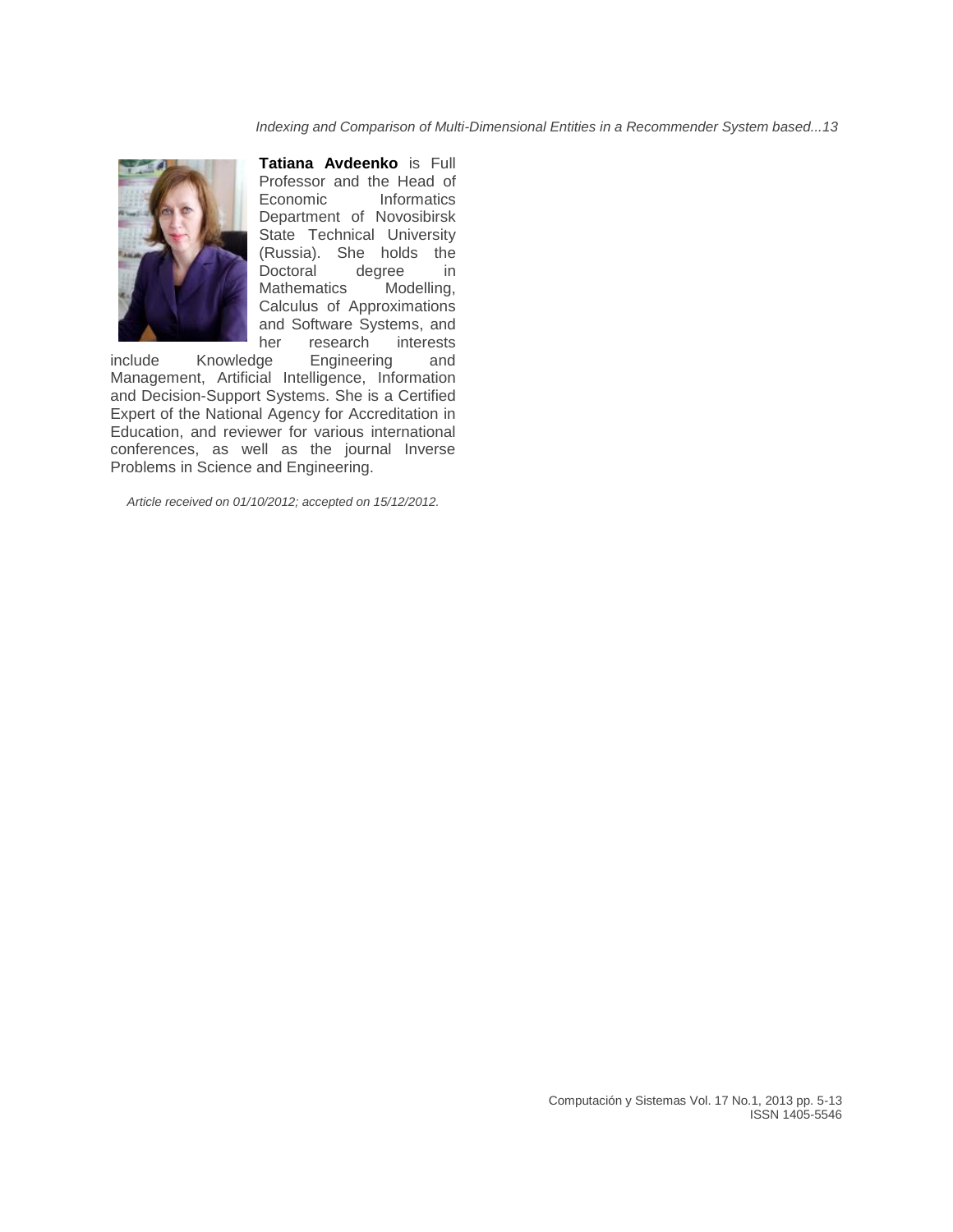**Tatiana Avdeenko** is Full Professor and the Head of Economic Informatics Department of Novosibirsk State Technical University (Russia). She holds the Doctoral degree in Mathematics Modelling, Calculus of Approximations and Software Systems, and her research interests include Knowledge Engineering and Management, Artificial Intelligence, Information and Decision-Support Systems. She is a Certified Expert of the National Agency for Accreditation in Education, and reviewer for various international conferences, as well as the journal Inverse Problems in Science and Engineering.

*Article received on 01/10/2012; accepted on 15/12/2012.*